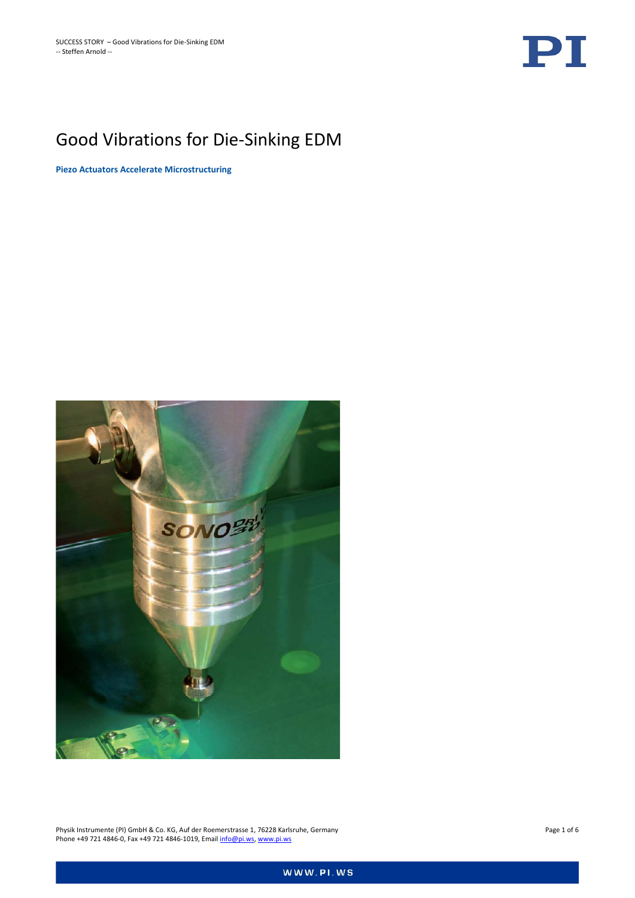# Good Vibrations for Die-Sinking EDM

**Piezo Actuators Accelerate Microstructuring**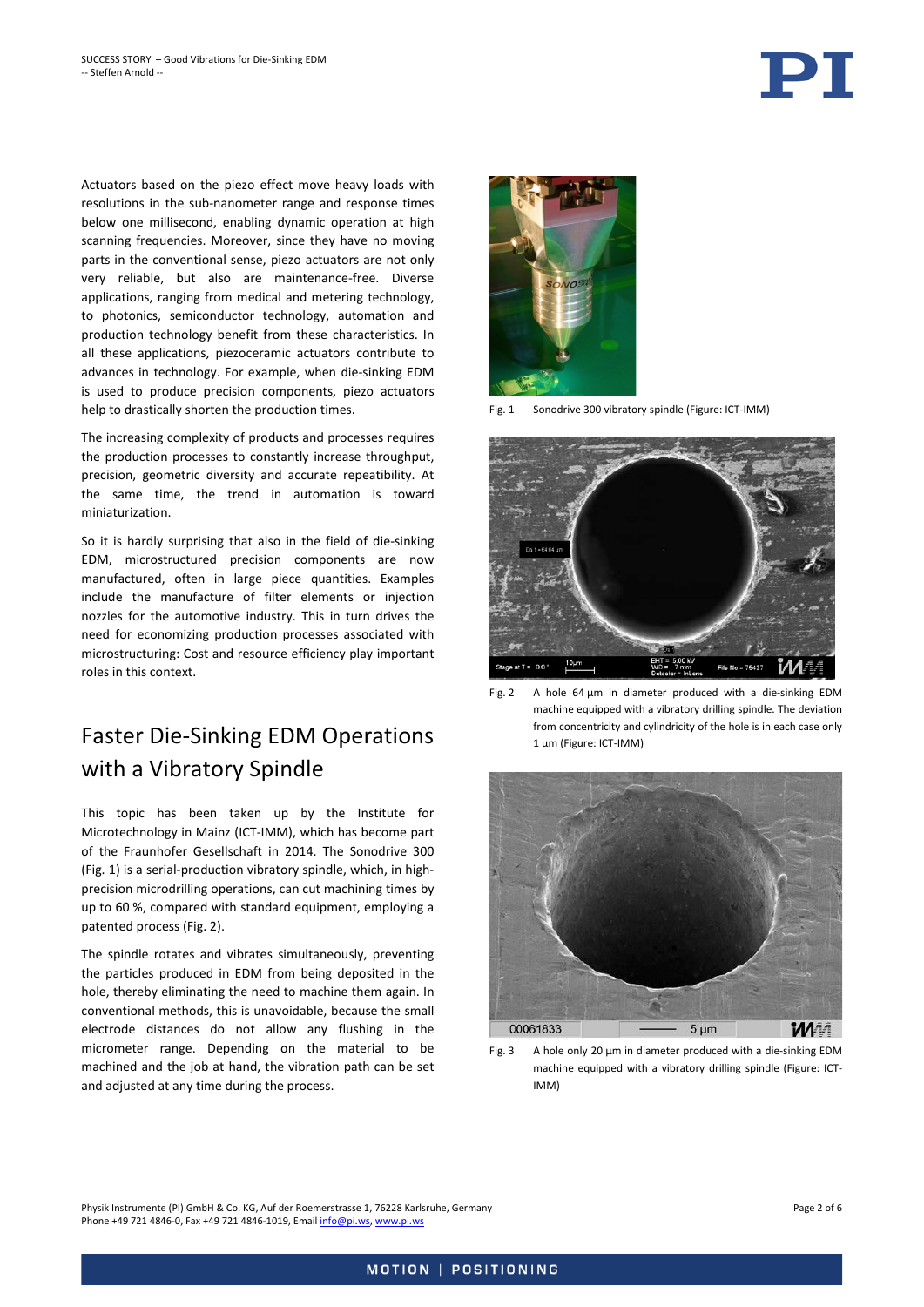Actuators based on the piezo effect move heavy loads with resolutions in the sub-nanometer range and response times below one millisecond, enabling dynamic operation at high scanning frequencies. Moreover, since they have no moving parts in the conventional sense, piezo actuators are not only very reliable, but also are maintenance-free. Diverse applications, ranging from medical and metering technology, to photonics, semiconductor technology, automation and production technology benefit from these characteristics. In all these applications, piezoceramic actuators contribute to advances in technology. For example, when die-sinking EDM is used to produce precision components, piezo actuators help to drastically shorten the production times.

The increasing complexity of products and processes requires the production processes to constantly increase throughput, precision, geometric diversity and accurate repeatability. At the same time, the trend in automation is toward miniaturization.

So it is hardly surprising that also in the field of die-sinking EDM, microstructured precision components are now manufactured, often in large piece quantities. Examples include the manufacture of filter elements or injection nozzles for the automotive industry. This in turn drives the need for economizing production processes associated with microstructuring: Cost and resource efficiency play important roles in this context.

## Faster Die-Sinking EDM Operations with a Vibratory Spindle

This topic has been taken up by the Institute for Microtechnology in Mainz (ICT-IMM), which has become part of the Fraunhofer Gesellschaft in 2014. The Sonodrive 300 (Fig. 1) is a serial-production vibratory spindle, which, in high-precision microdrilling operations, can cut machining times by up to 60 %, compared with standard equipment, employing a patented process (Fig. 2).

The spindle rotates and vibrates simultaneously, preventing the particles produced in EDM from being deposited in the hole, thereby eliminating the need to machine them again. In conventional methods, this is unavoidable, because the small electrode distances do not allow any flushing in the micrometer range. Depending on the material to be machined and the job at hand, the vibration path can be set and adjusted at any time during the process.

Fig. 1 Sonodrive 300 vibratory spindle (Figure: ICT-IMM)

Fig. 2 A hole 64 µm in diameter produced with a die-sinking EDM machine equipped with a vibratory drilling spindle. The deviation from concentricity and cylindricity of the hole is in each case only 1 µm (Figure: ICT-IMM)

Fig. 3 A hole only 20 µm in diameter produced with a die-sinking EDM machine equipped with a vibratory drilling spindle (Figure: ICT-IMM)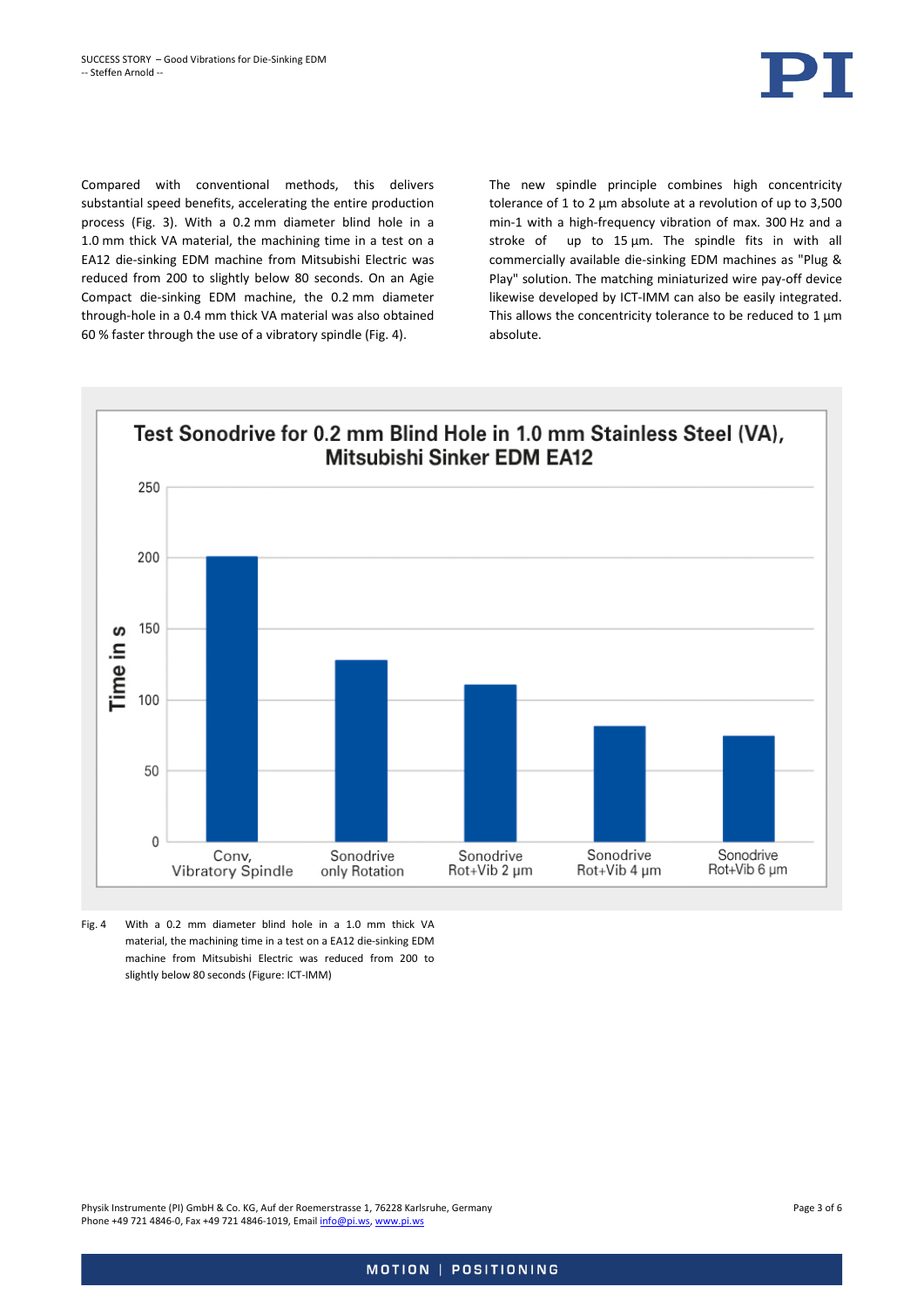Compared with conventional methods, this delivers substantial speed benefits, accelerating the entire production process (Fig. 3). With a 0.2 mm diameter blind hole in a 1.0 mm thick VA material, the machining time in a test on a EA12 die-sinking EDM machine from Mitsubishi Electric was reduced from 200 to slightly below 80 seconds. On an Agie Compact die-sinking EDM machine, the 0.2 mm diameter through-hole in a 0.4 mm thick VA material was also obtained 60 % faster through the use of a vibratory spindle (Fig. 4).

The new spindle principle combines high concentricity tolerance of 1 to 2 µm absolute at a revolution of up to 3,500 min-1 with a high-frequency vibration of max. 300 Hz and a stroke of up to 15 µm. The spindle fits in with all commercially available die-sinking EDM machines as "Plug & Play" solution. The matching miniaturized wire pay-off device likewise developed by ICT-IMM can also be easily integrated. This allows the concentricity tolerance to be reduced to 1 µm absolute.

**Test Sonodrive for 0.2 mm Blind Hole in 1.0 mm Stainless Steel (VA), Mitsubishi Sinker EDM EA12**

| Method | Time in s (approx.) |
|---|---|
| Conv, Vibratory Spindle | 200 |
| Sonodrive only Rotation | 128 |
| Sonodrive Rot+Vib 2 µm | 111 |
| Sonodrive Rot+Vib 4 µm | 82 |
| Sonodrive Rot+Vib 6 µm | 75 |

Fig. 4 With a 0.2 mm diameter blind hole in a 1.0 mm thick VA material, the machining time in a test on a EA12 die-sinking EDM machine from Mitsubishi Electric was reduced from 200 to slightly below 80 seconds (Figure: ICT-IMM)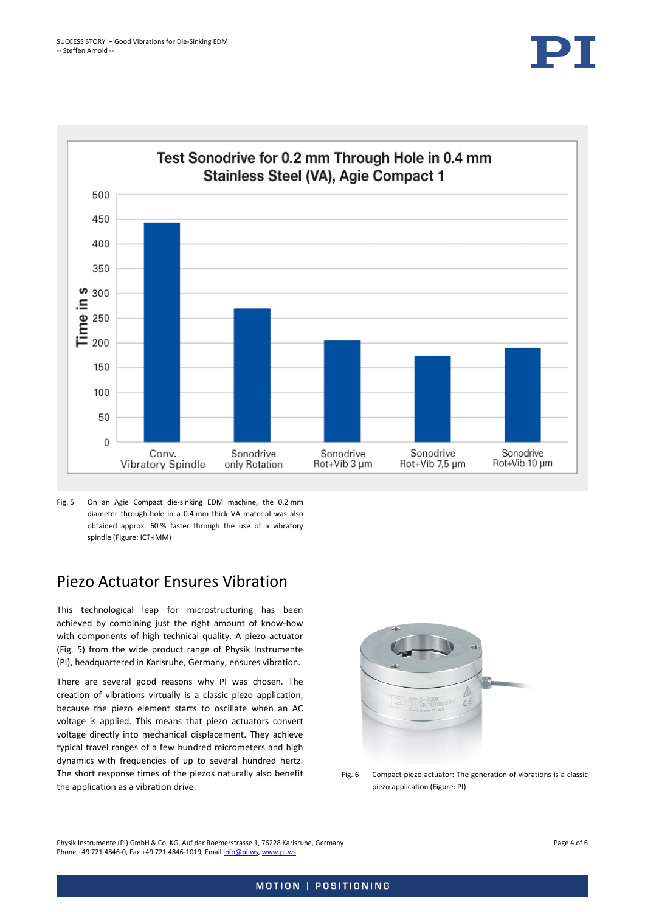Fig. 5 On an Agie Compact die-sinking EDM machine, the 0.2 mm diameter through-hole in a 0.4 mm thick VA material was also obtained approx. 60 % faster through the use of a vibratory spindle (Figure: ICT-IMM)

## Piezo Actuator Ensures Vibration

This technological leap for microstructuring has been achieved by combining just the right amount of know-how with components of high technical quality. A piezo actuator (Fig. 5) from the wide product range of Physik Instrumente (PI), headquartered in Karlsruhe, Germany, ensures vibration.

There are several good reasons why PI was chosen. The creation of vibrations virtually is a classic piezo application, because the piezo element starts to oscillate when an AC voltage is applied. This means that piezo actuators convert voltage directly into mechanical displacement. They achieve typical travel ranges of a few hundred micrometers and high dynamics with frequencies of up to several hundred hertz. The short response times of the piezos naturally also benefit the application as a vibration drive.

Fig. 6 Compact piezo actuator: The generation of vibrations is a classic piezo application (Figure: PI)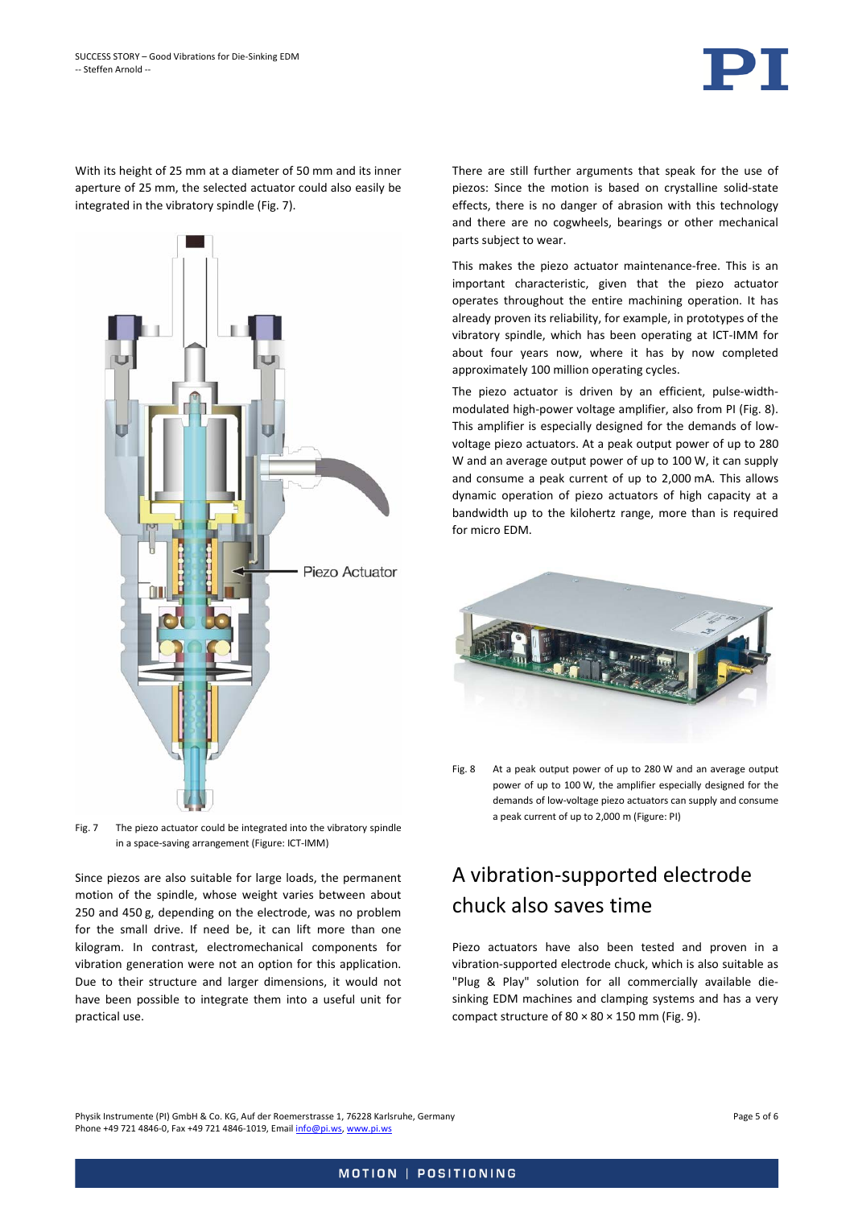With its height of 25 mm at a diameter of 50 mm and its inner aperture of 25 mm, the selected actuator could also easily be integrated in the vibratory spindle (Fig. 7).

Fig. 7 The piezo actuator could be integrated into the vibratory spindle in a space-saving arrangement (Figure: ICT-IMM)

Since piezos are also suitable for large loads, the permanent motion of the spindle, whose weight varies between about 250 and 450 g, depending on the electrode, was no problem for the small drive. If need be, it can lift more than one kilogram. In contrast, electromechanical components for vibration generation were not an option for this application. Due to their structure and larger dimensions, it would not have been possible to integrate them into a useful unit for practical use.

There are still further arguments that speak for the use of piezos: Since the motion is based on crystalline solid-state effects, there is no danger of abrasion with this technology and there are no cogwheels, bearings or other mechanical parts subject to wear.

This makes the piezo actuator maintenance-free. This is an important characteristic, given that the piezo actuator operates throughout the entire machining operation. It has already proven its reliability, for example, in prototypes of the vibratory spindle, which has been operating at ICT-IMM for about four years now, where it has by now completed approximately 100 million operating cycles.

The piezo actuator is driven by an efficient, pulse-width-modulated high-power voltage amplifier, also from PI (Fig. 8). This amplifier is especially designed for the demands of low-voltage piezo actuators. At a peak output power of up to 280 W and an average output power of up to 100 W, it can supply and consume a peak current of up to 2,000 mA. This allows dynamic operation of piezo actuators of high capacity at a bandwidth up to the kilohertz range, more than is required for micro EDM.

Fig. 8 At a peak output power of up to 280 W and an average output power of up to 100 W, the amplifier especially designed for the demands of low-voltage piezo actuators can supply and consume a peak current of up to 2,000 m (Figure: PI)

## A vibration-supported electrode chuck also saves time

Piezo actuators have also been tested and proven in a vibration-supported electrode chuck, which is also suitable as "Plug & Play" solution for all commercially available die-sinking EDM machines and clamping systems and has a very compact structure of 80 × 80 × 150 mm (Fig. 9).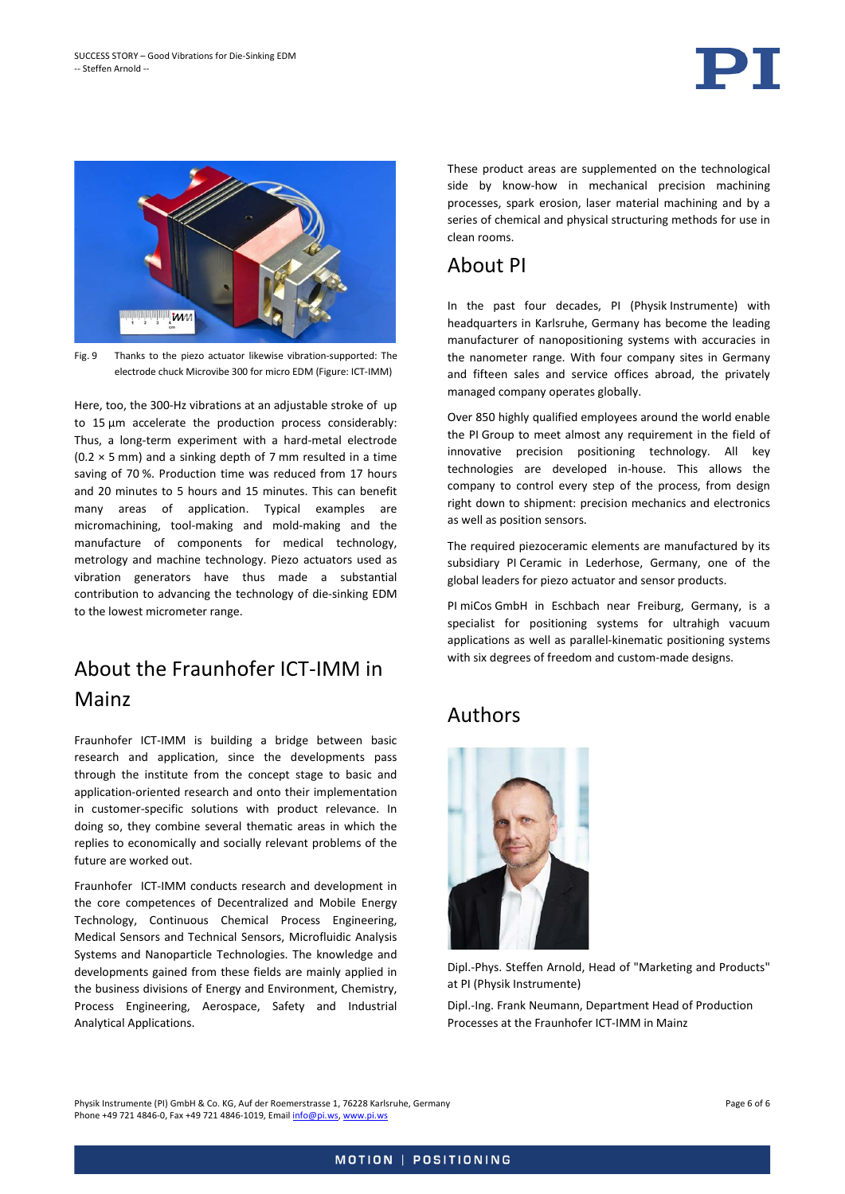Fig. 9 Thanks to the piezo actuator likewise vibration-supported: The electrode chuck Microvibe 300 for micro EDM (Figure: ICT-IMM)

Here, too, the 300-Hz vibrations at an adjustable stroke of up to 15 µm accelerate the production process considerably: Thus, a long-term experiment with a hard-metal electrode (0.2 × 5 mm) and a sinking depth of 7 mm resulted in a time saving of 70 %. Production time was reduced from 17 hours and 20 minutes to 5 hours and 15 minutes. This can benefit many areas of application. Typical examples are micromachining, tool-making and mold-making and the manufacture of components for medical technology, metrology and machine technology. Piezo actuators used as vibration generators have thus made a substantial contribution to advancing the technology of die-sinking EDM to the lowest micrometer range.

## About the Fraunhofer ICT-IMM in Mainz

Fraunhofer ICT-IMM is building a bridge between basic research and application, since the developments pass through the institute from the concept stage to basic and application-oriented research and onto their implementation in customer-specific solutions with product relevance. In doing so, they combine several thematic areas in which the replies to economically and socially relevant problems of the future are worked out.

Fraunhofer ICT-IMM conducts research and development in the core competences of Decentralized and Mobile Energy Technology, Continuous Chemical Process Engineering, Medical Sensors and Technical Sensors, Microfluidic Analysis Systems and Nanoparticle Technologies. The knowledge and developments gained from these fields are mainly applied in the business divisions of Energy and Environment, Chemistry, Process Engineering, Aerospace, Safety and Industrial Analytical Applications.

These product areas are supplemented on the technological side by know-how in mechanical precision machining processes, spark erosion, laser material machining and by a series of chemical and physical structuring methods for use in clean rooms.

## About PI

In the past four decades, PI (Physik Instrumente) with headquarters in Karlsruhe, Germany has become the leading manufacturer of nanopositioning systems with accuracies in the nanometer range. With four company sites in Germany and fifteen sales and service offices abroad, the privately managed company operates globally.

Over 850 highly qualified employees around the world enable the PI Group to meet almost any requirement in the field of innovative precision positioning technology. All key technologies are developed in-house. This allows the company to control every step of the process, from design right down to shipment: precision mechanics and electronics as well as position sensors.

The required piezoceramic elements are manufactured by its subsidiary PI Ceramic in Lederhose, Germany, one of the global leaders for piezo actuator and sensor products.

PI miCos GmbH in Eschbach near Freiburg, Germany, is a specialist for positioning systems for ultrahigh vacuum applications as well as parallel-kinematic positioning systems with six degrees of freedom and custom-made designs.

## Authors

Dipl.-Phys. Steffen Arnold, Head of "Marketing and Products" at PI (Physik Instrumente)

Dipl.-Ing. Frank Neumann, Department Head of Production Processes at the Fraunhofer ICT-IMM in Mainz

Physik Instrumente (PI) GmbH & Co. KG, Auf der Roemerstrasse 1, 76228 Karlsruhe, Germany
Phone +49 721 4846-0, Fax +49 721 4846-1019, Email info@pi.ws, www.pi.ws